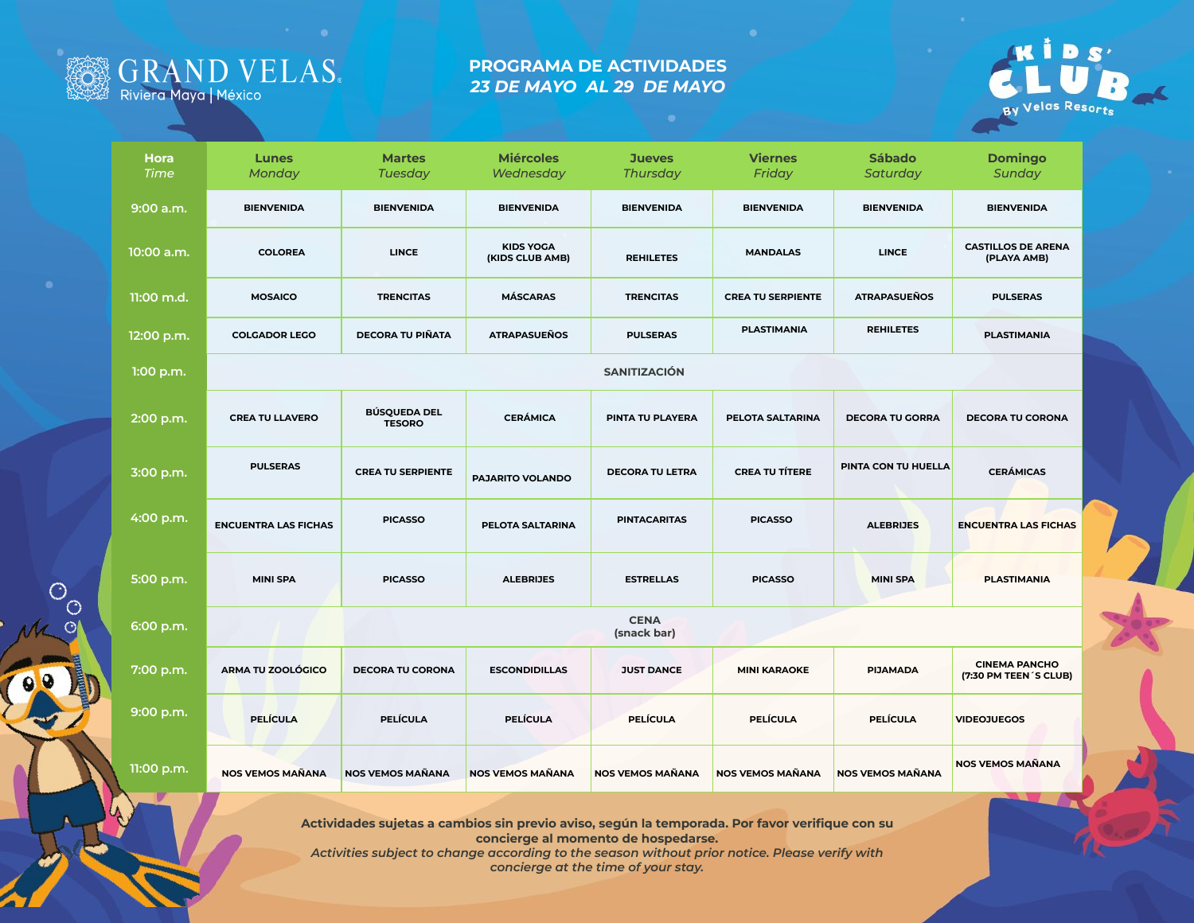GRAND VELAS
Riviera Maya | México

# PROGRAMA DE ACTIVIDADES
## *23 DE MAYO AL 29 DE MAYO*

KIDS' CLUB By Velas Resorts

| Hora *Time* | Lunes *Monday* | Martes *Tuesday* | Miércoles *Wednesday* | Jueves *Thursday* | Viernes *Friday* | Sábado *Saturday* | Domingo *Sunday* |
|---|---|---|---|---|---|---|---|
| 9:00 a.m. | BIENVENIDA | BIENVENIDA | BIENVENIDA | BIENVENIDA | BIENVENIDA | BIENVENIDA | BIENVENIDA |
| 10:00 a.m. | COLOREA | LINCE | KIDS YOGA (KIDS CLUB AMB) | REHILETES | MANDALAS | LINCE | CASTILLOS DE ARENA (PLAYA AMB) |
| 11:00 m.d. | MOSAICO | TRENCITAS | MÁSCARAS | TRENCITAS | CREA TU SERPIENTE | ATRAPASUEÑOS | PULSERAS |
| 12:00 p.m. | COLGADOR LEGO | DECORA TU PIÑATA | ATRAPASUEÑOS | PULSERAS | PLASTIMANIA | REHILETES | PLASTIMANIA |
| 1:00 p.m. | SANITIZACIÓN | | | | | | |
| 2:00 p.m. | CREA TU LLAVERO | BÚSQUEDA DEL TESORO | CERÁMICA | PINTA TU PLAYERA | PELOTA SALTARINA | DECORA TU GORRA | DECORA TU CORONA |
| 3:00 p.m. | PULSERAS | CREA TU SERPIENTE | PAJARITO VOLANDO | DECORA TU LETRA | CREA TU TÍTERE | PINTA CON TU HUELLA | CERÁMICAS |
| 4:00 p.m. | ENCUENTRA LAS FICHAS | PICASSO | PELOTA SALTARINA | PINTACARITAS | PICASSO | ALEBRIJES | ENCUENTRA LAS FICHAS |
| 5:00 p.m. | MINI SPA | PICASSO | ALEBRIJES | ESTRELLAS | PICASSO | MINI SPA | PLASTIMANIA |
| 6:00 p.m. | CENA (snack bar) | | | | | | |
| 7:00 p.m. | ARMA TU ZOOLÓGICO | DECORA TU CORONA | ESCONDIDILLAS | JUST DANCE | MINI KARAOKE | PIJAMADA | CINEMA PANCHO (7:30 PM TEEN´S CLUB) |
| 9:00 p.m. | PELÍCULA | PELÍCULA | PELÍCULA | PELÍCULA | PELÍCULA | PELÍCULA | VIDEOJUEGOS |
| 11:00 p.m. | NOS VEMOS MAÑANA | NOS VEMOS MAÑANA | NOS VEMOS MAÑANA | NOS VEMOS MAÑANA | NOS VEMOS MAÑANA | NOS VEMOS MAÑANA | NOS VEMOS MAÑANA |

**Actividades sujetas a cambios sin previo aviso, según la temporada. Por favor verifique con su concierge al momento de hospedarse.**
***Activities subject to change according to the season without prior notice. Please verify with concierge at the time of your stay.***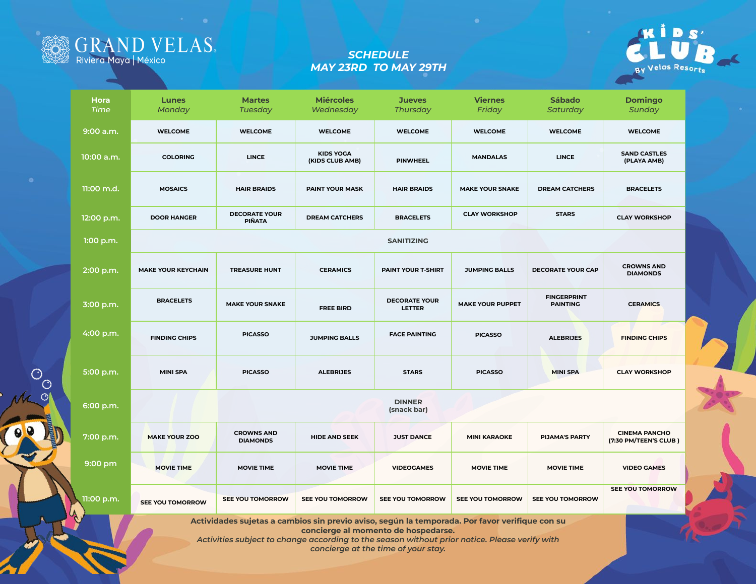GRAND VELAS
Riviera Maya | México

## SCHEDULE
## MAY 23RD TO MAY 29TH

KIDS' CLUB
By Velas Resorts

| Hora *Time* | Lunes *Monday* | Martes *Tuesday* | Miércoles *Wednesday* | Jueves *Thursday* | Viernes *Friday* | Sábado *Saturday* | Domingo *Sunday* |
|---|---|---|---|---|---|---|---|
| 9:00 a.m. | WELCOME | WELCOME | WELCOME | WELCOME | WELCOME | WELCOME | WELCOME |
| 10:00 a.m. | COLORING | LINCE | KIDS YOGA (KIDS CLUB AMB) | PINWHEEL | MANDALAS | LINCE | SAND CASTLES (PLAYA AMB) |
| 11:00 m.d. | MOSAICS | HAIR BRAIDS | PAINT YOUR MASK | HAIR BRAIDS | MAKE YOUR SNAKE | DREAM CATCHERS | BRACELETS |
| 12:00 p.m. | DOOR HANGER | DECORATE YOUR PIÑATA | DREAM CATCHERS | BRACELETS | CLAY WORKSHOP | STARS | CLAY WORKSHOP |
| 1:00 p.m. | SANITIZING | | | | | | |
| 2:00 p.m. | MAKE YOUR KEYCHAIN | TREASURE HUNT | CERAMICS | PAINT YOUR T-SHIRT | JUMPING BALLS | DECORATE YOUR CAP | CROWNS AND DIAMONDS |
| 3:00 p.m. | BRACELETS | MAKE YOUR SNAKE | FREE BIRD | DECORATE YOUR LETTER | MAKE YOUR PUPPET | FINGERPRINT PAINTING | CERAMICS |
| 4:00 p.m. | FINDING CHIPS | PICASSO | JUMPING BALLS | FACE PAINTING | PICASSO | ALEBRIJES | FINDING CHIPS |
| 5:00 p.m. | MINI SPA | PICASSO | ALEBRIJES | STARS | PICASSO | MINI SPA | CLAY WORKSHOP |
| 6:00 p.m. | DINNER (snack bar) | | | | | | |
| 7:00 p.m. | MAKE YOUR ZOO | CROWNS AND DIAMONDS | HIDE AND SEEK | JUST DANCE | MINI KARAOKE | PIJAMA'S PARTY | CINEMA PANCHO (7:30 PM/TEEN'S CLUB ) |
| 9:00 pm | MOVIE TIME | MOVIE TIME | MOVIE TIME | VIDEOGAMES | MOVIE TIME | MOVIE TIME | VIDEO GAMES |
| 11:00 p.m. | SEE YOU TOMORROW | SEE YOU TOMORROW | SEE YOU TOMORROW | SEE YOU TOMORROW | SEE YOU TOMORROW | SEE YOU TOMORROW | SEE YOU TOMORROW |

**Actividades sujetas a cambios sin previo aviso, según la temporada. Por favor verifique con su concierge al momento de hospedarse.**

*Activities subject to change according to the season without prior notice. Please verify with concierge at the time of your stay.*